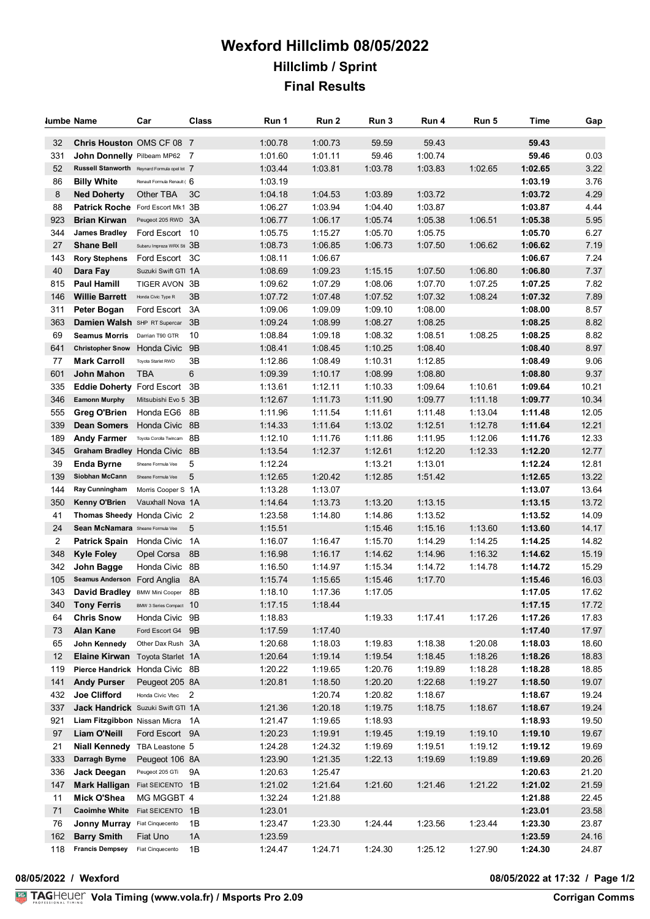# Wexford Hillclimb 08/05/2022

## Hillclimb / Sprint

## Final Results

| Number | Name | Car | Class | Run 1 | Run 2 | Run 3 | Run 4 | Run 5 | Time | Gap |
|---|---|---|---|---|---|---|---|---|---|---|
| 32 | **Chris Houston** | OMS CF 08 | 7 | 1:00.78 | 1:00.73 | 59.59 | 59.43 | | **59.43** | |
| 331 | **John Donnelly** | Pilbeam MP62 | 7 | 1:01.60 | 1:01.11 | 59.46 | 1:00.74 | | **59.46** | 0.03 |
| 52 | **Russell Stanworth** | Reynard Formula opel lot | 7 | 1:03.44 | 1:03.81 | 1:03.78 | 1:03.83 | 1:02.65 | **1:02.65** | 3.22 |
| 86 | **Billy White** | Renault Formula Renault ( | 6 | 1:03.19 | | | | | **1:03.19** | 3.76 |
| 8 | **Ned Doherty** | Other TBA | 3C | 1:04.18 | 1:04.53 | 1:03.89 | 1:03.72 | | **1:03.72** | 4.29 |
| 88 | **Patrick Roche** | Ford Escort Mk1 | 3B | 1:06.27 | 1:03.94 | 1:04.40 | 1:03.87 | | **1:03.87** | 4.44 |
| 923 | **Brian Kirwan** | Peugeot 205 RWD | 3A | 1:06.77 | 1:06.17 | 1:05.74 | 1:05.38 | 1:06.51 | **1:05.38** | 5.95 |
| 344 | **James Bradley** | Ford Escort | 10 | 1:05.75 | 1:15.27 | 1:05.70 | 1:05.75 | | **1:05.70** | 6.27 |
| 27 | **Shane Bell** | Subaru Impreza WRX Sti | 3B | 1:08.73 | 1:06.85 | 1:06.73 | 1:07.50 | 1:06.62 | **1:06.62** | 7.19 |
| 143 | **Rory Stephens** | Ford Escort | 3C | 1:08.11 | 1:06.67 | | | | **1:06.67** | 7.24 |
| 40 | **Dara Fay** | Suzuki Swift GTI | 1A | 1:08.69 | 1:09.23 | 1:15.15 | 1:07.50 | 1:06.80 | **1:06.80** | 7.37 |
| 815 | **Paul Hamill** | TIGER AVON | 3B | 1:09.62 | 1:07.29 | 1:08.06 | 1:07.70 | 1:07.25 | **1:07.25** | 7.82 |
| 146 | **Willie Barrett** | Honda Civic Type R | 3B | 1:07.72 | 1:07.48 | 1:07.52 | 1:07.32 | 1:08.24 | **1:07.32** | 7.89 |
| 311 | **Peter Bogan** | Ford Escort | 3A | 1:09.06 | 1:09.09 | 1:09.10 | 1:08.00 | | **1:08.00** | 8.57 |
| 363 | **Damien Walsh** | SHP RT Supercar | 3B | 1:09.24 | 1:08.99 | 1:08.27 | 1:08.25 | | **1:08.25** | 8.82 |
| 69 | **Seamus Morris** | Darrian T90 GTR | 10 | 1:08.84 | 1:09.18 | 1:08.32 | 1:08.51 | 1:08.25 | **1:08.25** | 8.82 |
| 641 | **Christopher Snow** | Honda Civic | 9B | 1:08.41 | 1:08.45 | 1:10.25 | 1:08.40 | | **1:08.40** | 8.97 |
| 77 | **Mark Carroll** | Toyota Starlet RWD | 3B | 1:12.86 | 1:08.49 | 1:10.31 | 1:12.85 | | **1:08.49** | 9.06 |
| 601 | **John Mahon** | TBA | 6 | 1:09.39 | 1:10.17 | 1:08.99 | 1:08.80 | | **1:08.80** | 9.37 |
| 335 | **Eddie Doherty** | Ford Escort | 3B | 1:13.61 | 1:12.11 | 1:10.33 | 1:09.64 | 1:10.61 | **1:09.64** | 10.21 |
| 346 | **Eamonn Murphy** | Mitsubishi Evo 5 | 3B | 1:12.67 | 1:11.73 | 1:11.90 | 1:09.77 | 1:11.18 | **1:09.77** | 10.34 |
| 555 | **Greg O'Brien** | Honda EG6 | 8B | 1:11.96 | 1:11.54 | 1:11.61 | 1:11.48 | 1:13.04 | **1:11.48** | 12.05 |
| 339 | **Dean Somers** | Honda Civic | 8B | 1:14.33 | 1:11.64 | 1:13.02 | 1:12.51 | 1:12.78 | **1:11.64** | 12.21 |
| 189 | **Andy Farmer** | Toyota Corolla Twincam | 8B | 1:12.10 | 1:11.76 | 1:11.86 | 1:11.95 | 1:12.06 | **1:11.76** | 12.33 |
| 345 | **Graham Bradley** | Honda Civic | 8B | 1:13.54 | 1:12.37 | 1:12.61 | 1:12.20 | 1:12.33 | **1:12.20** | 12.77 |
| 39 | **Enda Byrne** | Sheane Formula Vee | 5 | 1:12.24 | | 1:13.21 | 1:13.01 | | **1:12.24** | 12.81 |
| 139 | **Siobhan McCann** | Sheane Formula Vee | 5 | 1:12.65 | 1:20.42 | 1:12.85 | 1:51.42 | | **1:12.65** | 13.22 |
| 144 | **Ray Cunningham** | Morris Cooper S | 1A | 1:13.28 | 1:13.07 | | | | **1:13.07** | 13.64 |
| 350 | **Kenny O'Brien** | Vauxhall Nova | 1A | 1:14.64 | 1:13.73 | 1:13.20 | 1:13.15 | | **1:13.15** | 13.72 |
| 41 | **Thomas Sheedy** | Honda Civic | 2 | 1:23.58 | 1:14.80 | 1:14.86 | 1:13.52 | | **1:13.52** | 14.09 |
| 24 | **Sean McNamara** | Sheane Formula Vee | 5 | 1:15.51 | | 1:15.46 | 1:15.16 | 1:13.60 | **1:13.60** | 14.17 |
| 2 | **Patrick Spain** | Honda Civic | 1A | 1:16.07 | 1:16.47 | 1:15.70 | 1:14.29 | 1:14.25 | **1:14.25** | 14.82 |
| 348 | **Kyle Foley** | Opel Corsa | 8B | 1:16.98 | 1:16.17 | 1:14.62 | 1:14.96 | 1:16.32 | **1:14.62** | 15.19 |
| 342 | **John Bagge** | Honda Civic | 8B | 1:16.50 | 1:14.97 | 1:15.34 | 1:14.72 | 1:14.78 | **1:14.72** | 15.29 |
| 105 | **Seamus Anderson** | Ford Anglia | 8A | 1:15.74 | 1:15.65 | 1:15.46 | 1:17.70 | | **1:15.46** | 16.03 |
| 343 | **David Bradley** | BMW Mini Cooper | 8B | 1:18.10 | 1:17.36 | 1:17.05 | | | **1:17.05** | 17.62 |
| 340 | **Tony Ferris** | BMW 3 Series Compact | 10 | 1:17.15 | 1:18.44 | | | | **1:17.15** | 17.72 |
| 64 | **Chris Snow** | Honda Civic | 9B | 1:18.83 | | 1:19.33 | 1:17.41 | 1:17.26 | **1:17.26** | 17.83 |
| 73 | **Alan Kane** | Ford Escort G4 | 9B | 1:17.59 | 1:17.40 | | | | **1:17.40** | 17.97 |
| 65 | **John Kennedy** | Other Dax Rush | 3A | 1:20.68 | 1:18.03 | 1:19.83 | 1:18.38 | 1:20.08 | **1:18.03** | 18.60 |
| 12 | **Elaine Kirwan** | Toyota Starlet | 1A | 1:20.64 | 1:19.14 | 1:19.54 | 1:18.45 | 1:18.26 | **1:18.26** | 18.83 |
| 119 | **Pierce Handrick** | Honda Civic | 8B | 1:20.22 | 1:19.65 | 1:20.76 | 1:19.89 | 1:18.28 | **1:18.28** | 18.85 |
| 141 | **Andy Purser** | Peugeot 205 | 8A | 1:20.81 | 1:18.50 | 1:20.20 | 1:22.68 | 1:19.27 | **1:18.50** | 19.07 |
| 432 | **Joe Clifford** | Honda Civic Vtec | 2 | | 1:20.74 | 1:20.82 | 1:18.67 | | **1:18.67** | 19.24 |
| 337 | **Jack Handrick** | Suzuki Swift GTI | 1A | 1:21.36 | 1:20.18 | 1:19.75 | 1:18.75 | 1:18.67 | **1:18.67** | 19.24 |
| 921 | **Liam Fitzgibbon** | Nissan Micra | 1A | 1:21.47 | 1:19.65 | 1:18.93 | | | **1:18.93** | 19.50 |
| 97 | **Liam O'Neill** | Ford Escort | 9A | 1:20.23 | 1:19.91 | 1:19.45 | 1:19.19 | 1:19.10 | **1:19.10** | 19.67 |
| 21 | **Niall Kennedy** | TBA Leastone | 5 | 1:24.28 | 1:24.32 | 1:19.69 | 1:19.51 | 1:19.12 | **1:19.12** | 19.69 |
| 333 | **Darragh Byrne** | Peugeot 106 | 8A | 1:23.90 | 1:21.35 | 1:22.13 | 1:19.69 | 1:19.89 | **1:19.69** | 20.26 |
| 336 | **Jack Deegan** | Peugeot 205 GTi | 9A | 1:20.63 | 1:25.47 | | | | **1:20.63** | 21.20 |
| 147 | **Mark Halligan** | Fiat SEICENTO | 1B | 1:21.02 | 1:21.64 | 1:21.60 | 1:21.46 | 1:21.22 | **1:21.02** | 21.59 |
| 11 | **Mick O'Shea** | MG MGGBT | 4 | 1:32.24 | 1:21.88 | | | | **1:21.88** | 22.45 |
| 71 | **Caoimhe White** | Fiat SEICENTO | 1B | 1:23.01 | | | | | **1:23.01** | 23.58 |
| 76 | **Jonny Murray** | Fiat Cinquecento | 1B | 1:23.47 | 1:23.30 | 1:24.44 | 1:23.56 | 1:23.44 | **1:23.30** | 23.87 |
| 162 | **Barry Smith** | Fiat Uno | 1A | 1:23.59 | | | | | **1:23.59** | 24.16 |
| 118 | **Francis Dempsey** | Fiat Cinquecento | 1B | 1:24.47 | 1:24.71 | 1:24.30 | 1:25.12 | 1:27.90 | **1:24.30** | 24.87 |

**08/05/2022 / Wexford** **08/05/2022 at 17:32**

**Vola Timing (www.vola.fr) / Msports Pro 2.09** **Corrigan Comms**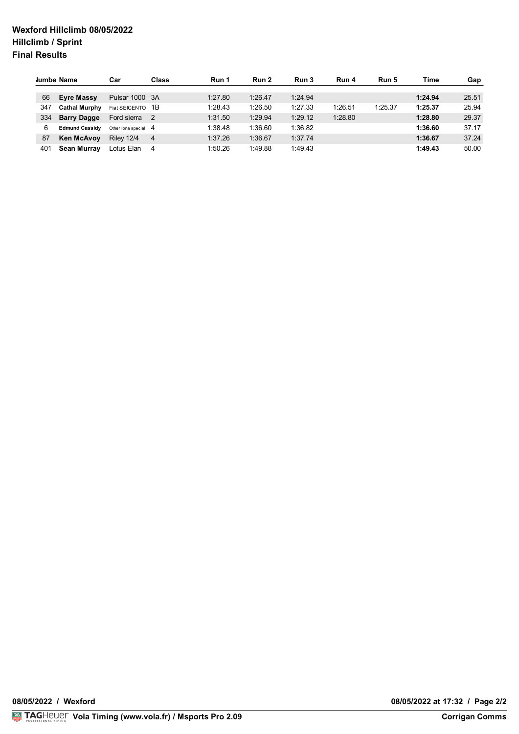**Wexford Hillclimb 08/05/2022**
**Hillclimb / Sprint**
**Final Results**

| Numbe | Name | Car | Class | Run 1 | Run 2 | Run 3 | Run 4 | Run 5 | Time | Gap |
|---|---|---|---|---|---|---|---|---|---|---|
| 66 | **Eyre Massy** | Pulsar 1000 | 3A | 1:27.80 | 1:26.47 | 1:24.94 | | | **1:24.94** | 25.51 |
| 347 | **Cathal Murphy** | Fiat SEICENTO | 1B | 1:28.43 | 1:26.50 | 1:27.33 | 1:26.51 | 1:25.37 | **1:25.37** | 25.94 |
| 334 | **Barry Dagge** | Ford sierra | 2 | 1:31.50 | 1:29.94 | 1:29.12 | 1:28.80 | | **1:28.80** | 29.37 |
| 6 | **Edmund Cassidy** | Other Iona special | 4 | 1:38.48 | 1:36.60 | 1:36.82 | | | **1:36.60** | 37.17 |
| 87 | **Ken McAvoy** | Riley 12/4 | 4 | 1:37.26 | 1:36.67 | 1:37.74 | | | **1:36.67** | 37.24 |
| 401 | **Sean Murray** | Lotus Elan | 4 | 1:50.26 | 1:49.88 | 1:49.43 | | | **1:49.43** | 50.00 |